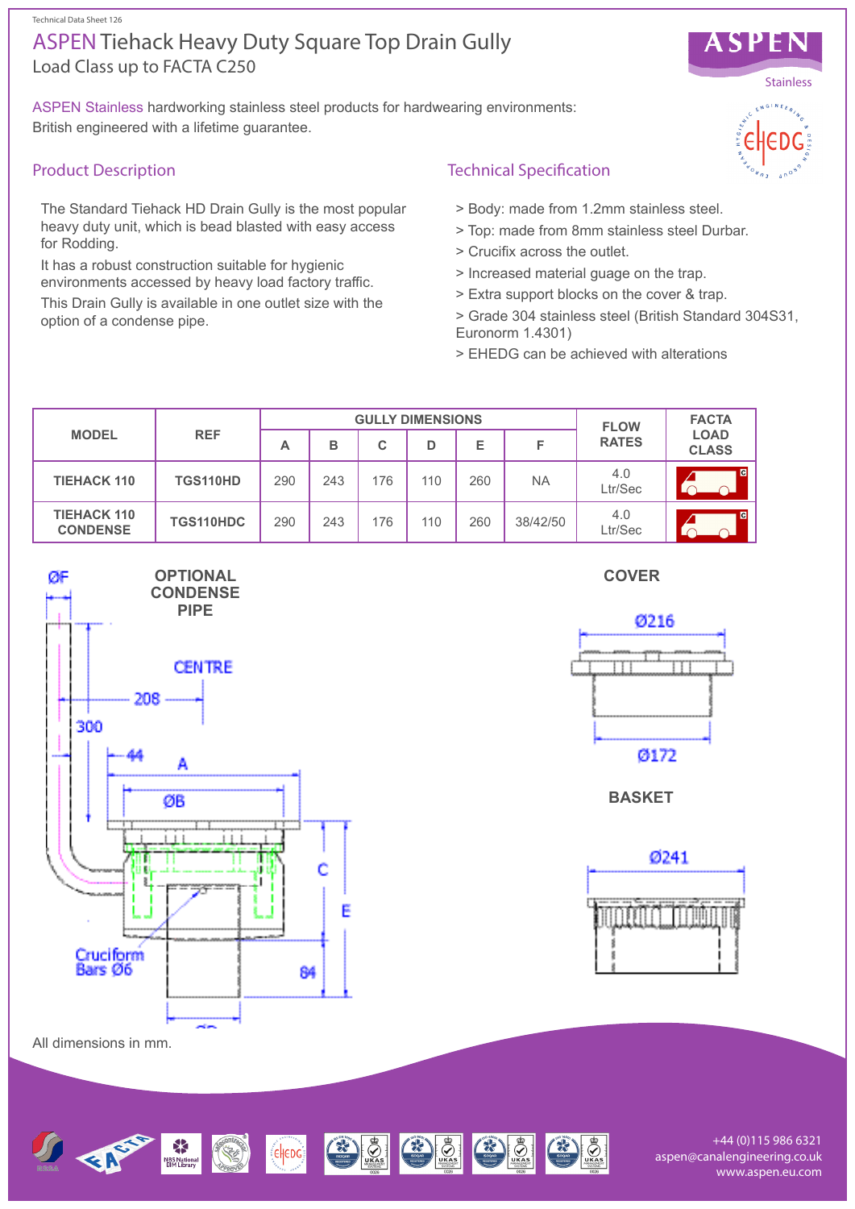# ASPEN Tiehack Heavy Duty Square Top Drain Gully

Load Class up to FACTA C250

ASPEN Stainless hardworking stainless steel products for hardwearing environments: British engineered with a lifetime guarantee.

## Product Description

The Standard Tiehack HD Drain Gully is the most popular heavy duty unit, which is bead blasted with easy access for Rodding.

It has a robust construction suitable for hygienic environments accessed by heavy load factory traffic.

This Drain Gully is available in one outlet size with the option of a condense pipe.

## Technical Specification

> Body: made from 1.2mm stainless steel.

> Top: made from 8mm stainless steel Durbar.

> Crucifix across the outlet.

> Increased material guage on the trap.

> Extra support blocks on the cover & trap.

> Grade 304 stainless steel (British Standard 304S31, Euronorm 1.4301)

> EHEDG can be achieved with alterations

| MODEL | REF | GULLY DIMENSIONS | | | | | | FLOW RATES | FACTA LOAD CLASS |
|---|---|---|---|---|---|---|---|---|---|
| | | A | B | C | D | E | F | | |
| TIEHACK 110 | TGS110HD | 290 | 243 | 176 | 110 | 260 | NA | 4.0 Ltr/Sec | C |
| TIEHACK 110 CONDENSE | TGS110HDC | 290 | 243 | 176 | 110 | 260 | 38/42/50 | 4.0 Ltr/Sec | C |

OPTIONAL CONDENSE PIPE

ØF, CENTRE, 208, 300, 44, A, ØB, C, E, Cruciform Bars Ø6, 84

COVER

Ø216, Ø172

BASKET

Ø241

All dimensions in mm.

+44 (0)115 986 6321
aspen@canalengineering.co.uk
www.aspen.eu.com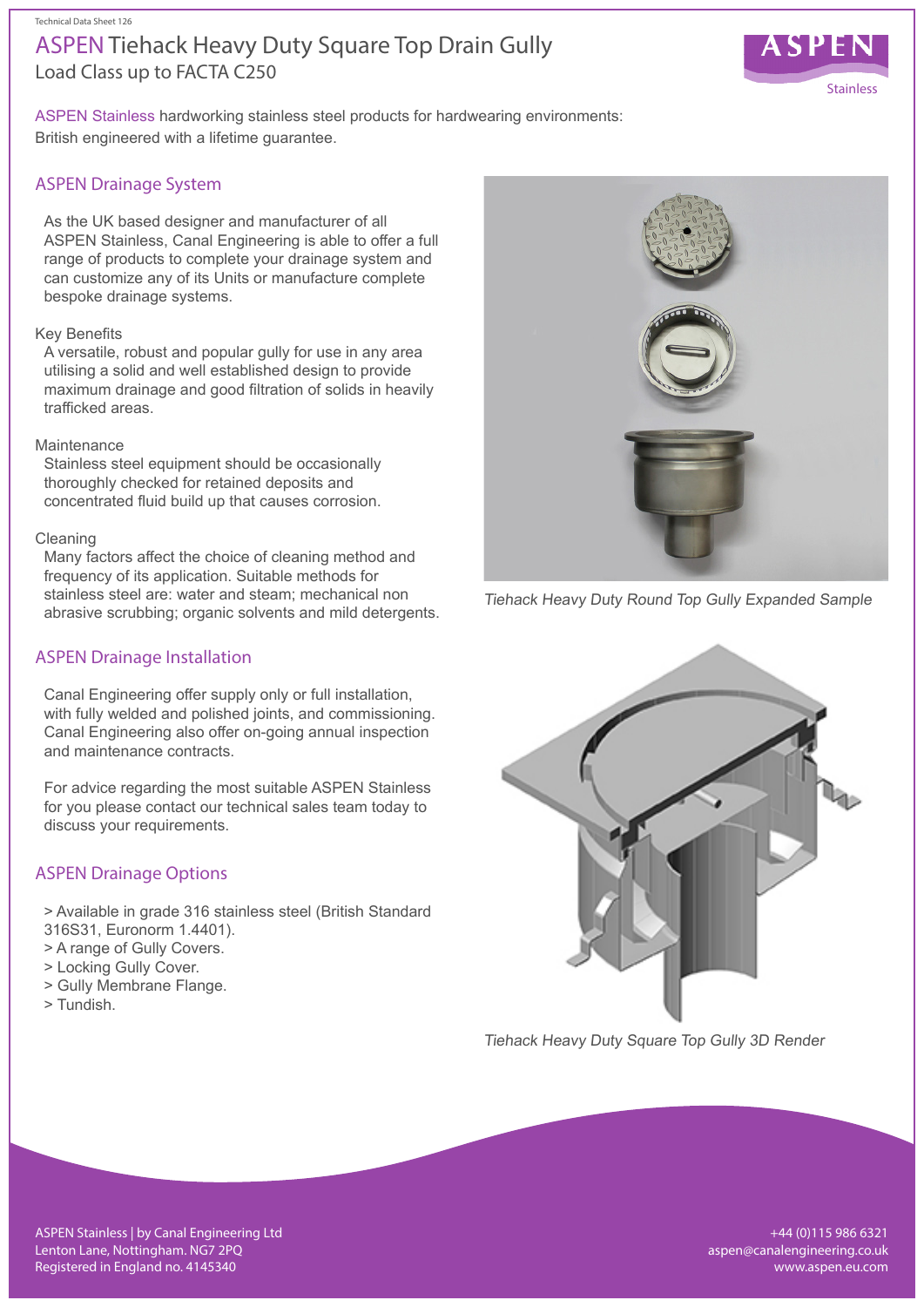Technical Data Sheet 126

# ASPEN Tiehack Heavy Duty Square Top Drain Gully

Load Class up to FACTA C250

ASPEN Stainless hardworking stainless steel products for hardwearing environments: British engineered with a lifetime guarantee.

## ASPEN Drainage System

As the UK based designer and manufacturer of all ASPEN Stainless, Canal Engineering is able to offer a full range of products to complete your drainage system and can customize any of its Units or manufacture complete bespoke drainage systems.

Key Benefits

A versatile, robust and popular gully for use in any area utilising a solid and well established design to provide maximum drainage and good filtration of solids in heavily trafficked areas.

Maintenance

Stainless steel equipment should be occasionally thoroughly checked for retained deposits and concentrated fluid build up that causes corrosion.

Cleaning

Many factors affect the choice of cleaning method and frequency of its application. Suitable methods for stainless steel are: water and steam; mechanical non abrasive scrubbing; organic solvents and mild detergents.

*Tiehack Heavy Duty Round Top Gully Expanded Sample*

## ASPEN Drainage Installation

Canal Engineering offer supply only or full installation, with fully welded and polished joints, and commissioning. Canal Engineering also offer on-going annual inspection and maintenance contracts.

For advice regarding the most suitable ASPEN Stainless for you please contact our technical sales team today to discuss your requirements.

## ASPEN Drainage Options

> Available in grade 316 stainless steel (British Standard 316S31, Euronorm 1.4401).
> A range of Gully Covers.
> Locking Gully Cover.
> Gully Membrane Flange.
> Tundish.

*Tiehack Heavy Duty Square Top Gully 3D Render*

ASPEN Stainless | by Canal Engineering Ltd
Lenton Lane, Nottingham. NG7 2PQ
Registered in England no. 4145340

+44 (0)115 986 6321
aspen@canalengineering.co.uk
www.aspen.eu.com